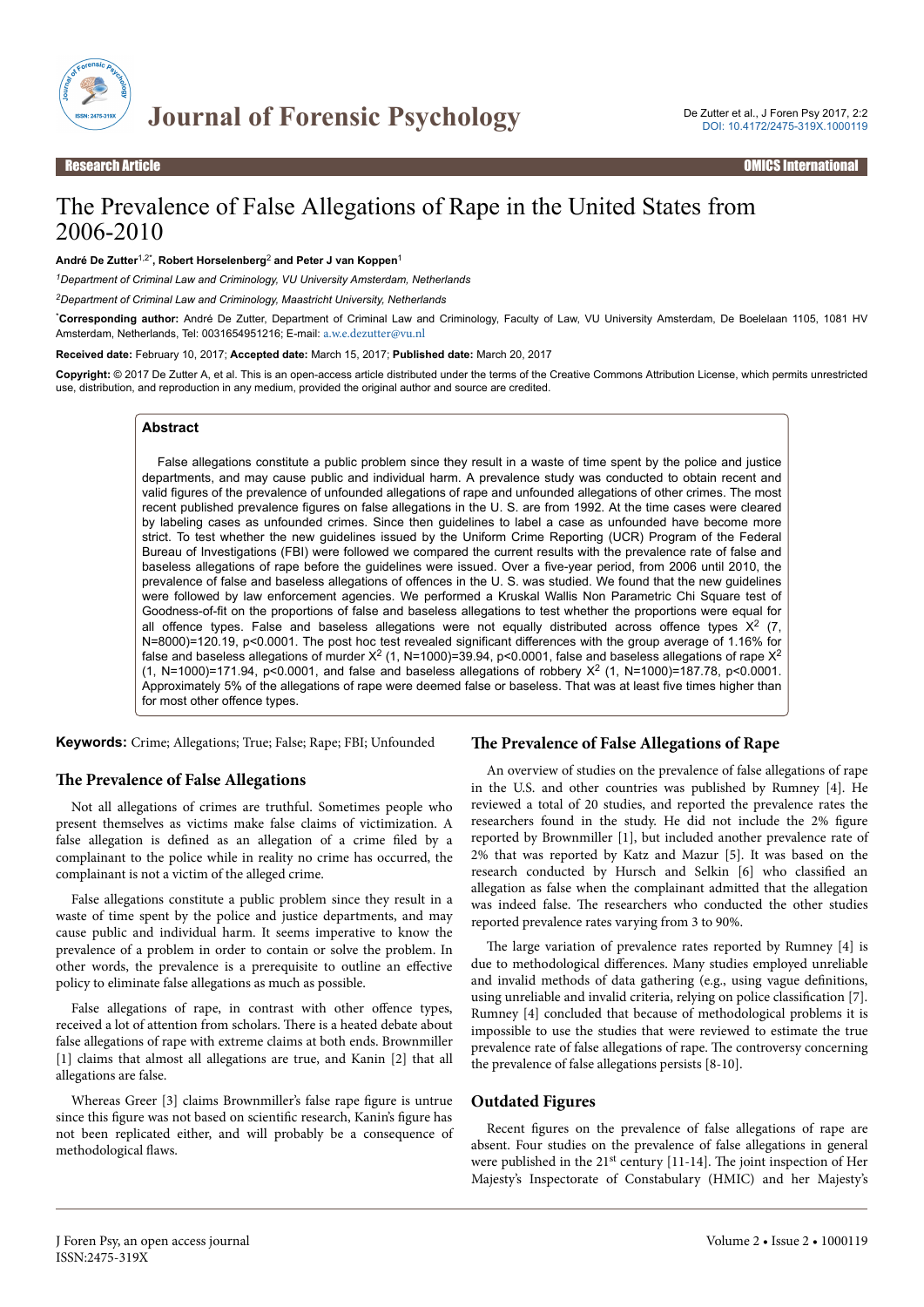Research Article

# The Prevalence of False Allegations of Rape in the United States from 2006-2010

**André De Zutter[1,2*], Robert Horselenberg[2] and Peter J van Koppen[1]**

[1]*Department of Criminal Law and Criminology, VU University Amsterdam, Netherlands*

[2]*Department of Criminal Law and Criminology, Maastricht University, Netherlands*

*Corresponding author:** André De Zutter, Department of Criminal Law and Criminology, Faculty of Law, VU University Amsterdam, De Boelelaan 1105, 1081 HV Amsterdam, Netherlands, Tel: 0031654951216; E-mail: a.w.e.dezutter@vu.nl

**Received date:** February 10, 2017; **Accepted date:** March 15, 2017; **Published date:** March 20, 2017

**Copyright:** © 2017 De Zutter A, et al. This is an open-access article distributed under the terms of the Creative Commons Attribution License, which permits unrestricted use, distribution, and reproduction in any medium, provided the original author and source are credited.

## Abstract

False allegations constitute a public problem since they result in a waste of time spent by the police and justice departments, and may cause public and individual harm. A prevalence study was conducted to obtain recent and valid figures of the prevalence of unfounded allegations of rape and unfounded allegations of other crimes. The most recent published prevalence figures on false allegations in the U. S. are from 1992. At the time cases were cleared by labeling cases as unfounded crimes. Since then guidelines to label a case as unfounded have become more strict. To test whether the new guidelines issued by the Uniform Crime Reporting (UCR) Program of the Federal Bureau of Investigations (FBI) were followed we compared the current results with the prevalence rate of false and baseless allegations of rape before the guidelines were issued. Over a five-year period, from 2006 until 2010, the prevalence of false and baseless allegations of offences in the U. S. was studied. We found that the new guidelines were followed by law enforcement agencies. We performed a Kruskal Wallis Non Parametric Chi Square test of Goodness-of-fit on the proportions of false and baseless allegations to test whether the proportions were equal for all offence types. False and baseless allegations were not equally distributed across offence types $X^2$ (7, N=8000)=120.19, p<0.0001. The post hoc test revealed significant differences with the group average of 1.16% for false and baseless allegations of murder $X^2$ (1, N=1000)=39.94, p<0.0001, false and baseless allegations of rape $X^2$ (1, N=1000)=171.94, p<0.0001, and false and baseless allegations of robbery $X^2$ (1, N=1000)=187.78, p<0.0001. Approximately 5% of the allegations of rape were deemed false or baseless. That was at least five times higher than for most other offence types.

**Keywords:** Crime; Allegations; True; False; Rape; FBI; Unfounded

## The Prevalence of False Allegations

Not all allegations of crimes are truthful. Sometimes people who present themselves as victims make false claims of victimization. A false allegation is defined as an allegation of a crime filed by a complainant to the police while in reality no crime has occurred, the complainant is not a victim of the alleged crime.

False allegations constitute a public problem since they result in a waste of time spent by the police and justice departments, and may cause public and individual harm. It seems imperative to know the prevalence of a problem in order to contain or solve the problem. In other words, the prevalence is a prerequisite to outline an effective policy to eliminate false allegations as much as possible.

False allegations of rape, in contrast with other offence types, received a lot of attention from scholars. There is a heated debate about false allegations of rape with extreme claims at both ends. Brownmiller [1] claims that almost all allegations are true, and Kanin [2] that all allegations are false.

Whereas Greer [3] claims Brownmiller's false rape figure is untrue since this figure was not based on scientific research, Kanin's figure has not been replicated either, and will probably be a consequence of methodological flaws.

## The Prevalence of False Allegations of Rape

An overview of studies on the prevalence of false allegations of rape in the U.S. and other countries was published by Rumney [4]. He reviewed a total of 20 studies, and reported the prevalence rates the researchers found in the study. He did not include the 2% figure reported by Brownmiller [1], but included another prevalence rate of 2% that was reported by Katz and Mazur [5]. It was based on the research conducted by Hursch and Selkin [6] who classified an allegation as false when the complainant admitted that the allegation was indeed false. The researchers who conducted the other studies reported prevalence rates varying from 3 to 90%.

The large variation of prevalence rates reported by Rumney [4] is due to methodological differences. Many studies employed unreliable and invalid methods of data gathering (e.g., using vague definitions, using unreliable and invalid criteria, relying on police classification [7]. Rumney [4] concluded that because of methodological problems it is impossible to use the studies that were reviewed to estimate the true prevalence rate of false allegations of rape. The controversy concerning the prevalence of false allegations persists [8-10].

## Outdated Figures

Recent figures on the prevalence of false allegations of rape are absent. Four studies on the prevalence of false allegations in general were published in the 21st century [11-14]. The joint inspection of Her Majesty's Inspectorate of Constabulary (HMIC) and her Majesty's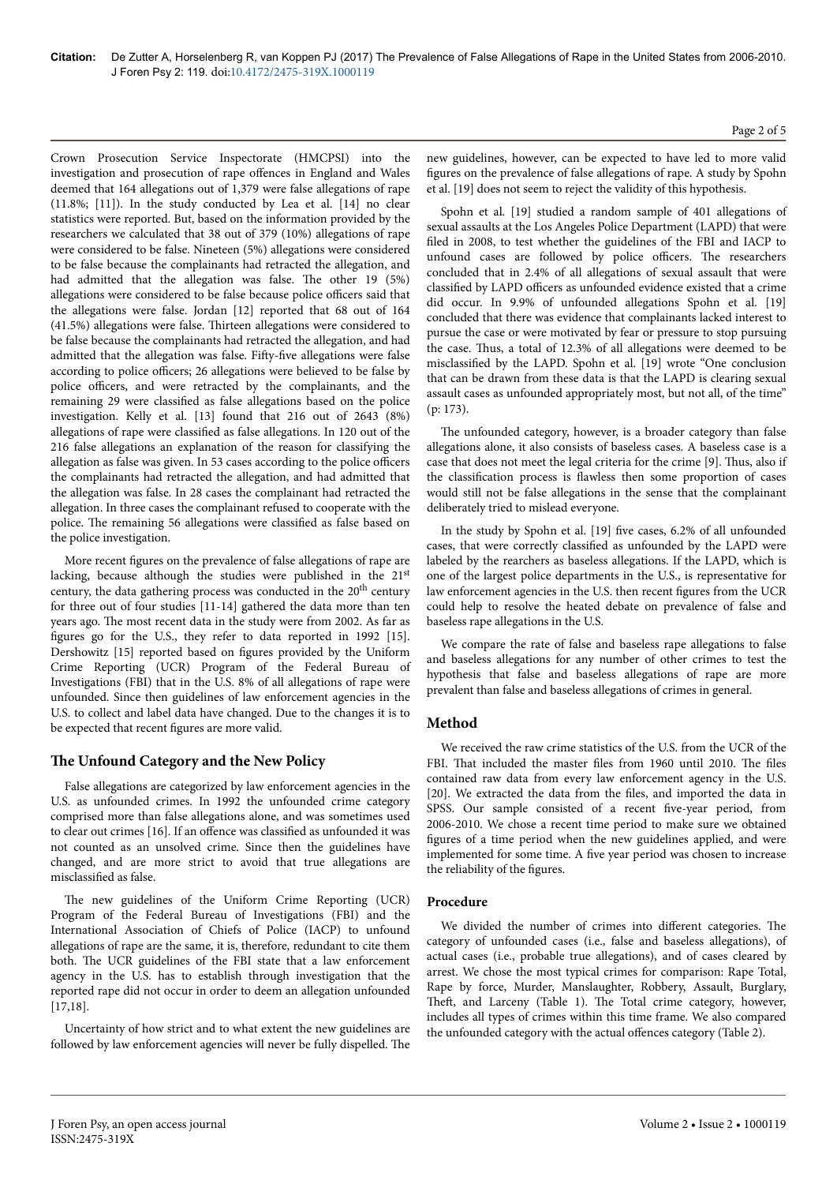Crown Prosecution Service Inspectorate (HMCPSI) into the investigation and prosecution of rape offences in England and Wales deemed that 164 allegations out of 1,379 were false allegations of rape (11.8%; [11]). In the study conducted by Lea et al. [14] no clear statistics were reported. But, based on the information provided by the researchers we calculated that 38 out of 379 (10%) allegations of rape were considered to be false. Nineteen (5%) allegations were considered to be false because the complainants had retracted the allegation, and had admitted that the allegation was false. The other 19 (5%) allegations were considered to be false because police officers said that the allegations were false. Jordan [12] reported that 68 out of 164 (41.5%) allegations were false. Thirteen allegations were considered to be false because the complainants had retracted the allegation, and had admitted that the allegation was false. Fifty-five allegations were false according to police officers; 26 allegations were believed to be false by police officers, and were retracted by the complainants, and the remaining 29 were classified as false allegations based on the police investigation. Kelly et al. [13] found that 216 out of 2643 (8%) allegations of rape were classified as false allegations. In 120 out of the 216 false allegations an explanation of the reason for classifying the allegation as false was given. In 53 cases according to the police officers the complainants had retracted the allegation, and had admitted that the allegation was false. In 28 cases the complainant had retracted the allegation. In three cases the complainant refused to cooperate with the police. The remaining 56 allegations were classified as false based on the police investigation.

More recent figures on the prevalence of false allegations of rape are lacking, because although the studies were published in the 21st century, the data gathering process was conducted in the 20th century for three out of four studies [11-14] gathered the data more than ten years ago. The most recent data in the study were from 2002. As far as figures go for the U.S., they refer to data reported in 1992 [15]. Dershowitz [15] reported based on figures provided by the Uniform Crime Reporting (UCR) Program of the Federal Bureau of Investigations (FBI) that in the U.S. 8% of all allegations of rape were unfounded. Since then guidelines of law enforcement agencies in the U.S. to collect and label data have changed. Due to the changes it is to be expected that recent figures are more valid.

## The Unfound Category and the New Policy

False allegations are categorized by law enforcement agencies in the U.S. as unfounded crimes. In 1992 the unfounded crime category comprised more than false allegations alone, and was sometimes used to clear out crimes [16]. If an offence was classified as unfounded it was not counted as an unsolved crime. Since then the guidelines have changed, and are more strict to avoid that true allegations are misclassified as false.

The new guidelines of the Uniform Crime Reporting (UCR) Program of the Federal Bureau of Investigations (FBI) and the International Association of Chiefs of Police (IACP) to unfound allegations of rape are the same, it is, therefore, redundant to cite them both. The UCR guidelines of the FBI state that a law enforcement agency in the U.S. has to establish through investigation that the reported rape did not occur in order to deem an allegation unfounded [17,18].

Uncertainty of how strict and to what extent the new guidelines are followed by law enforcement agencies will never be fully dispelled. The new guidelines, however, can be expected to have led to more valid figures on the prevalence of false allegations of rape. A study by Spohn et al. [19] does not seem to reject the validity of this hypothesis.

Spohn et al. [19] studied a random sample of 401 allegations of sexual assaults at the Los Angeles Police Department (LAPD) that were filed in 2008, to test whether the guidelines of the FBI and IACP to unfound cases are followed by police officers. The researchers concluded that in 2.4% of all allegations of sexual assault that were classified by LAPD officers as unfounded evidence existed that a crime did occur. In 9.9% of unfounded allegations Spohn et al. [19] concluded that there was evidence that complainants lacked interest to pursue the case or were motivated by fear or pressure to stop pursuing the case. Thus, a total of 12.3% of all allegations were deemed to be misclassified by the LAPD. Spohn et al. [19] wrote "One conclusion that can be drawn from these data is that the LAPD is clearing sexual assault cases as unfounded appropriately most, but not all, of the time" (p: 173).

The unfounded category, however, is a broader category than false allegations alone, it also consists of baseless cases. A baseless case is a case that does not meet the legal criteria for the crime [9]. Thus, also if the classification process is flawless then some proportion of cases would still not be false allegations in the sense that the complainant deliberately tried to mislead everyone.

In the study by Spohn et al. [19] five cases, 6.2% of all unfounded cases, that were correctly classified as unfounded by the LAPD were labeled by the rearchers as baseless allegations. If the LAPD, which is one of the largest police departments in the U.S., is representative for law enforcement agencies in the U.S. then recent figures from the UCR could help to resolve the heated debate on prevalence of false and baseless rape allegations in the U.S.

We compare the rate of false and baseless rape allegations to false and baseless allegations for any number of other crimes to test the hypothesis that false and baseless allegations of rape are more prevalent than false and baseless allegations of crimes in general.

## Method

We received the raw crime statistics of the U.S. from the UCR of the FBI. That included the master files from 1960 until 2010. The files contained raw data from every law enforcement agency in the U.S. [20]. We extracted the data from the files, and imported the data in SPSS. Our sample consisted of a recent five-year period, from 2006-2010. We chose a recent time period to make sure we obtained figures of a time period when the new guidelines applied, and were implemented for some time. A five year period was chosen to increase the reliability of the figures.

### Procedure

We divided the number of crimes into different categories. The category of unfounded cases (i.e., false and baseless allegations), of actual cases (i.e., probable true allegations), and of cases cleared by arrest. We chose the most typical crimes for comparison: Rape Total, Rape by force, Murder, Manslaughter, Robbery, Assault, Burglary, Theft, and Larceny (Table 1). The Total crime category, however, includes all types of crimes within this time frame. We also compared the unfounded category with the actual offences category (Table 2).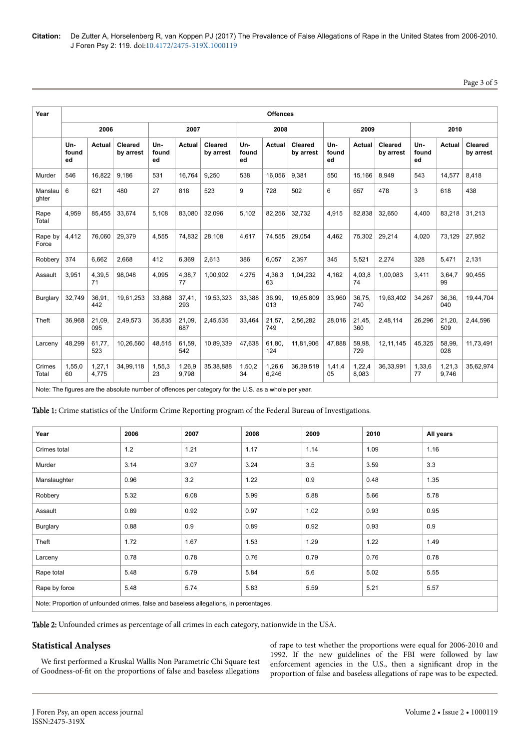| Year | Offences | | | | | | | | | | | | | | |
|---|---|---|---|---|---|---|---|---|---|---|---|---|---|---|---|
| | 2006 | | | 2007 | | | 2008 | | | 2009 | | | 2010 | | |
| | Un-founded | Actual | Cleared by arrest | Un-founded | Actual | Cleared by arrest | Un-founded | Actual | Cleared by arrest | Un-founded | Actual | Cleared by arrest | Un-founded | Actual | Cleared by arrest |
| Murder | 546 | 16,822 | 9,186 | 531 | 16,764 | 9,250 | 538 | 16,056 | 9,381 | 550 | 15,166 | 8,949 | 543 | 14,577 | 8,418 |
| Manslaughter | 6 | 621 | 480 | 27 | 818 | 523 | 9 | 728 | 502 | 6 | 657 | 478 | 3 | 618 | 438 |
| Rape Total | 4,959 | 85,455 | 33,674 | 5,108 | 83,080 | 32,096 | 5,102 | 82,256 | 32,732 | 4,915 | 82,838 | 32,650 | 4,400 | 83,218 | 31,213 |
| Rape by Force | 4,412 | 76,060 | 29,379 | 4,555 | 74,832 | 28,108 | 4,617 | 74,555 | 29,054 | 4,462 | 75,302 | 29,214 | 4,020 | 73,129 | 27,952 |
| Robbery | 374 | 6,662 | 2,668 | 412 | 6,369 | 2,613 | 386 | 6,057 | 2,397 | 345 | 5,521 | 2,274 | 328 | 5,471 | 2,131 |
| Assault | 3,951 | 4,39,571 | 98,048 | 4,095 | 4,38,777 | 1,00,902 | 4,275 | 4,36,363 | 1,04,232 | 4,162 | 4,03,874 | 1,00,083 | 3,411 | 3,64,799 | 90,455 |
| Burglary | 32,749 | 36,91,442 | 19,61,253 | 33,888 | 37,41,293 | 19,53,323 | 33,388 | 36,99,013 | 19,65,809 | 33,960 | 36,75,740 | 19,63,402 | 34,267 | 36,36,040 | 19,44,704 |
| Theft | 36,968 | 21,09,095 | 2,49,573 | 35,835 | 21,09,687 | 2,45,535 | 33,464 | 21,57,749 | 2,56,282 | 28,016 | 21,45,360 | 2,48,114 | 26,296 | 21,20,509 | 2,44,596 |
| Larceny | 48,299 | 61,77,523 | 10,26,560 | 48,515 | 61,59,542 | 10,89,339 | 47,638 | 61,80,124 | 11,81,906 | 47,888 | 59,98,729 | 12,11,145 | 45,325 | 58,99,028 | 11,73,491 |
| Crimes Total | 1,55,060 | 1,27,14,775 | 34,99,118 | 1,55,323 | 1,26,99,798 | 35,38,888 | 1,50,234 | 1,26,66,246 | 36,39,519 | 1,41,405 | 1,22,48,083 | 36,33,991 | 1,33,677 | 1,21,39,746 | 35,62,974 |
| Note: The figures are the absolute number of offences per category for the U.S. as a whole per year. | | | | | | | | | | | | | | | |

**Table 1:** Crime statistics of the Uniform Crime Reporting program of the Federal Bureau of Investigations.

| Year | 2006 | 2007 | 2008 | 2009 | 2010 | All years |
|---|---|---|---|---|---|---|
| Crimes total | 1.2 | 1.21 | 1.17 | 1.14 | 1.09 | 1.16 |
| Murder | 3.14 | 3.07 | 3.24 | 3.5 | 3.59 | 3.3 |
| Manslaughter | 0.96 | 3.2 | 1.22 | 0.9 | 0.48 | 1.35 |
| Robbery | 5.32 | 6.08 | 5.99 | 5.88 | 5.66 | 5.78 |
| Assault | 0.89 | 0.92 | 0.97 | 1.02 | 0.93 | 0.95 |
| Burglary | 0.88 | 0.9 | 0.89 | 0.92 | 0.93 | 0.9 |
| Theft | 1.72 | 1.67 | 1.53 | 1.29 | 1.22 | 1.49 |
| Larceny | 0.78 | 0.78 | 0.76 | 0.79 | 0.76 | 0.78 |
| Rape total | 5.48 | 5.79 | 5.84 | 5.6 | 5.02 | 5.55 |
| Rape by force | 5.48 | 5.74 | 5.83 | 5.59 | 5.21 | 5.57 |
| Note: Proportion of unfounded crimes, false and baseless allegations, in percentages. | | | | | | |

**Table 2:** Unfounded crimes as percentage of all crimes in each category, nationwide in the USA.

## Statistical Analyses

We first performed a Kruskal Wallis Non Parametric Chi Square test of Goodness-of-fit on the proportions of false and baseless allegations of rape to test whether the proportions were equal for 2006-2010 and 1992. If the new guidelines of the FBI were followed by law enforcement agencies in the U.S., then a significant drop in the proportion of false and baseless allegations of rape was to be expected.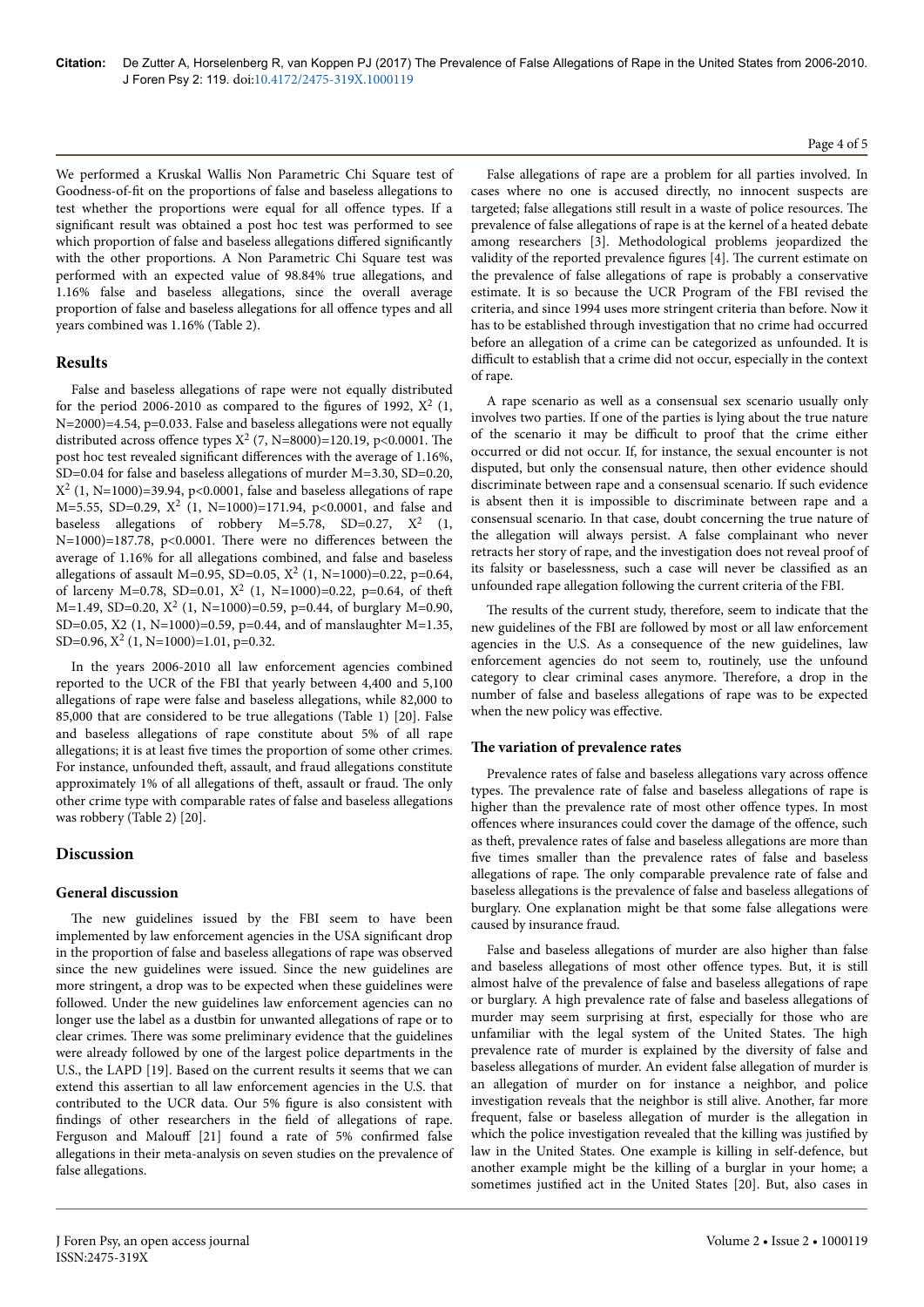We performed a Kruskal Wallis Non Parametric Chi Square test of Goodness-of-fit on the proportions of false and baseless allegations to test whether the proportions were equal for all offence types. If a significant result was obtained a post hoc test was performed to see which proportion of false and baseless allegations differed significantly with the other proportions. A Non Parametric Chi Square test was performed with an expected value of 98.84% true allegations, and 1.16% false and baseless allegations, since the overall average proportion of false and baseless allegations for all offence types and all years combined was 1.16% (Table 2).

## Results

False and baseless allegations of rape were not equally distributed for the period 2006-2010 as compared to the figures of 1992, $X^2$ (1, N=2000)=4.54, p=0.033. False and baseless allegations were not equally distributed across offence types $X^2$ (7, N=8000)=120.19, p<0.0001. The post hoc test revealed significant differences with the average of 1.16%, SD=0.04 for false and baseless allegations of murder M=3.30, SD=0.20, $X^2$ (1, N=1000)=39.94, p<0.0001, false and baseless allegations of rape M=5.55, SD=0.29, $X^2$ (1, N=1000)=171.94, p<0.0001, and false and baseless allegations of robbery M=5.78, SD=0.27, $X^2$ (1, N=1000)=187.78, p<0.0001. There were no differences between the average of 1.16% for all allegations combined, and false and baseless allegations of assault M=0.95, SD=0.05, $X^2$ (1, N=1000)=0.22, p=0.64, of larceny M=0.78, SD=0.01, $X^2$ (1, N=1000)=0.22, p=0.64, of theft M=1.49, SD=0.20, $X^2$ (1, N=1000)=0.59, p=0.44, of burglary M=0.90, SD=0.05, X2 (1, N=1000)=0.59, p=0.44, and of manslaughter M=1.35, SD=0.96, $X^2$ (1, N=1000)=1.01, p=0.32.

In the years 2006-2010 all law enforcement agencies combined reported to the UCR of the FBI that yearly between 4,400 and 5,100 allegations of rape were false and baseless allegations, while 82,000 to 85,000 that are considered to be true allegations (Table 1) [20]. False and baseless allegations of rape constitute about 5% of all rape allegations; it is at least five times the proportion of some other crimes. For instance, unfounded theft, assault, and fraud allegations constitute approximately 1% of all allegations of theft, assault or fraud. The only other crime type with comparable rates of false and baseless allegations was robbery (Table 2) [20].

## Discussion

### General discussion

The new guidelines issued by the FBI seem to have been implemented by law enforcement agencies in the USA significant drop in the proportion of false and baseless allegations of rape was observed since the new guidelines were issued. Since the new guidelines are more stringent, a drop was to be expected when these guidelines were followed. Under the new guidelines law enforcement agencies can no longer use the label as a dustbin for unwanted allegations of rape or to clear crimes. There was some preliminary evidence that the guidelines were already followed by one of the largest police departments in the U.S., the LAPD [19]. Based on the current results it seems that we can extend this assertian to all law enforcement agencies in the U.S. that contributed to the UCR data. Our 5% figure is also consistent with findings of other researchers in the field of allegations of rape. Ferguson and Malouff [21] found a rate of 5% confirmed false allegations in their meta-analysis on seven studies on the prevalence of false allegations.

False allegations of rape are a problem for all parties involved. In cases where no one is accused directly, no innocent suspects are targeted; false allegations still result in a waste of police resources. The prevalence of false allegations of rape is at the kernel of a heated debate among researchers [3]. Methodological problems jeopardized the validity of the reported prevalence figures [4]. The current estimate on the prevalence of false allegations of rape is probably a conservative estimate. It is so because the UCR Program of the FBI revised the criteria, and since 1994 uses more stringent criteria than before. Now it has to be established through investigation that no crime had occurred before an allegation of a crime can be categorized as unfounded. It is difficult to establish that a crime did not occur, especially in the context of rape.

A rape scenario as well as a consensual sex scenario usually only involves two parties. If one of the parties is lying about the true nature of the scenario it may be difficult to proof that the crime either occurred or did not occur. If, for instance, the sexual encounter is not disputed, but only the consensual nature, then other evidence should discriminate between rape and a consensual scenario. If such evidence is absent then it is impossible to discriminate between rape and a consensual scenario. In that case, doubt concerning the true nature of the allegation will always persist. A false complainant who never retracts her story of rape, and the investigation does not reveal proof of its falsity or baselessness, such a case will never be classified as an unfounded rape allegation following the current criteria of the FBI.

The results of the current study, therefore, seem to indicate that the new guidelines of the FBI are followed by most or all law enforcement agencies in the U.S. As a consequence of the new guidelines, law enforcement agencies do not seem to, routinely, use the unfound category to clear criminal cases anymore. Therefore, a drop in the number of false and baseless allegations of rape was to be expected when the new policy was effective.

### The variation of prevalence rates

Prevalence rates of false and baseless allegations vary across offence types. The prevalence rate of false and baseless allegations of rape is higher than the prevalence rate of most other offence types. In most offences where insurances could cover the damage of the offence, such as theft, prevalence rates of false and baseless allegations are more than five times smaller than the prevalence rates of false and baseless allegations of rape. The only comparable prevalence rate of false and baseless allegations is the prevalence of false and baseless allegations of burglary. One explanation might be that some false allegations were caused by insurance fraud.

False and baseless allegations of murder are also higher than false and baseless allegations of most other offence types. But, it is still almost halve of the prevalence of false and baseless allegations of rape or burglary. A high prevalence rate of false and baseless allegations of murder may seem surprising at first, especially for those who are unfamiliar with the legal system of the United States. The high prevalence rate of murder is explained by the diversity of false and baseless allegations of murder. An evident false allegation of murder is an allegation of murder on for instance a neighbor, and police investigation reveals that the neighbor is still alive. Another, far more frequent, false or baseless allegation of murder is the allegation in which the police investigation revealed that the killing was justified by law in the United States. One example is killing in self-defence, but another example might be the killing of a burglar in your home; a sometimes justified act in the United States [20]. But, also cases in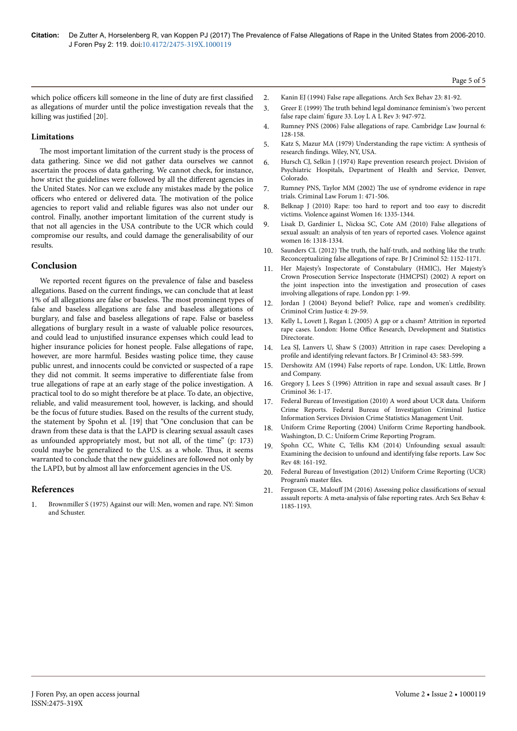which police officers kill someone in the line of duty are first classified as allegations of murder until the police investigation reveals that the killing was justified [20].

## Limitations

The most important limitation of the current study is the process of data gathering. Since we did not gather data ourselves we cannot ascertain the process of data gathering. We cannot check, for instance, how strict the guidelines were followed by all the different agencies in the United States. Nor can we exclude any mistakes made by the police officers who entered or delivered data. The motivation of the police agencies to report valid and reliable figures was also not under our control. Finally, another important limitation of the current study is that not all agencies in the USA contribute to the UCR which could compromise our results, and could damage the generalisability of our results.

## Conclusion

We reported recent figures on the prevalence of false and baseless allegations. Based on the current findings, we can conclude that at least 1% of all allegations are false or baseless. The most prominent types of false and baseless allegations are false and baseless allegations of burglary, and false and baseless allegations of rape. False or baseless allegations of burglary result in a waste of valuable police resources, and could lead to unjustified insurance expenses which could lead to higher insurance policies for honest people. False allegations of rape, however, are more harmful. Besides wasting police time, they cause public unrest, and innocents could be convicted or suspected of a rape they did not commit. It seems imperative to differentiate false from true allegations of rape at an early stage of the police investigation. A practical tool to do so might therefore be at place. To date, an objective, reliable, and valid measurement tool, however, is lacking, and should be the focus of future studies. Based on the results of the current study, the statement by Spohn et al. [19] that "One conclusion that can be drawn from these data is that the LAPD is clearing sexual assault cases as unfounded appropriately most, but not all, of the time" (p: 173) could maybe be generalized to the U.S. as a whole. Thus, it seems warranted to conclude that the new guidelines are followed not only by the LAPD, but by almost all law enforcement agencies in the US.

## References

1. Brownmiller S (1975) Against our will: Men, women and rape. NY: Simon and Schuster.
2. Kanin EJ (1994) False rape allegations. Arch Sex Behav 23: 81-92.
3. Greer E (1999) The truth behind legal dominance feminism's 'two percent false rape claim' figure 33. Loy L A L Rev 3: 947-972.
4. Rumney PNS (2006) False allegations of rape. Cambridge Law Journal 6: 128-158.
5. Katz S, Mazur MA (1979) Understanding the rape victim: A synthesis of research findings. Wiley, NY, USA.
6. Hursch CJ, Selkin J (1974) Rape prevention research project. Division of Psychiatric Hospitals, Department of Health and Service, Denver, Colorado.
7. Rumney PNS, Taylor MM (2002) The use of syndrome evidence in rape trials. Criminal Law Forum 1: 471-506.
8. Belknap J (2010) Rape: too hard to report and too easy to discredit victims. Violence against Women 16: 1335-1344.
9. Lisak D, Gardinier L, Nicksa SC, Cote AM (2010) False allegations of sexual assault: an analysis of ten years of reported cases. Violence against women 16: 1318-1334.
10. Saunders CL (2012) The truth, the half-truth, and nothing like the truth: Reconceptualizing false allegations of rape. Br J Criminol 52: 1152-1171.
11. Her Majesty's Inspectorate of Constabulary (HMIC), Her Majesty's Crown Prosecution Service Inspectorate (HMCPSI) (2002) A report on the joint inspection into the investigation and prosecution of cases involving allegations of rape. London pp: 1-99.
12. Jordan J (2004) Beyond belief? Police, rape and women's credibility. Criminol Crim Justice 4: 29-59.
13. Kelly L, Lovett J, Regan L (2005) A gap or a chasm? Attrition in reported rape cases. London: Home Office Research, Development and Statistics Directorate.
14. Lea SJ, Lanvers U, Shaw S (2003) Attrition in rape cases: Developing a profile and identifying relevant factors. Br J Criminol 43: 583-599.
15. Dershowitz AM (1994) False reports of rape. London, UK: Little, Brown and Company.
16. Gregory J, Lees S (1996) Attrition in rape and sexual assault cases. Br J Criminol 36: 1-17.
17. Federal Bureau of Investigation (2010) A word about UCR data. Uniform Crime Reports. Federal Bureau of Investigation Criminal Justice Information Services Division Crime Statistics Management Unit.
18. Uniform Crime Reporting (2004) Uniform Crime Reporting handbook. Washington, D. C.: Uniform Crime Reporting Program.
19. Spohn CC, White C, Tellis KM (2014) Unfounding sexual assault: Examining the decision to unfound and identifying false reports. Law Soc Rev 48: 161-192.
20. Federal Bureau of Investigation (2012) Uniform Crime Reporting (UCR) Program's master files.
21. Ferguson CE, Malouff JM (2016) Assessing police classifications of sexual assault reports: A meta-analysis of false reporting rates. Arch Sex Behav 4: 1185-1193.